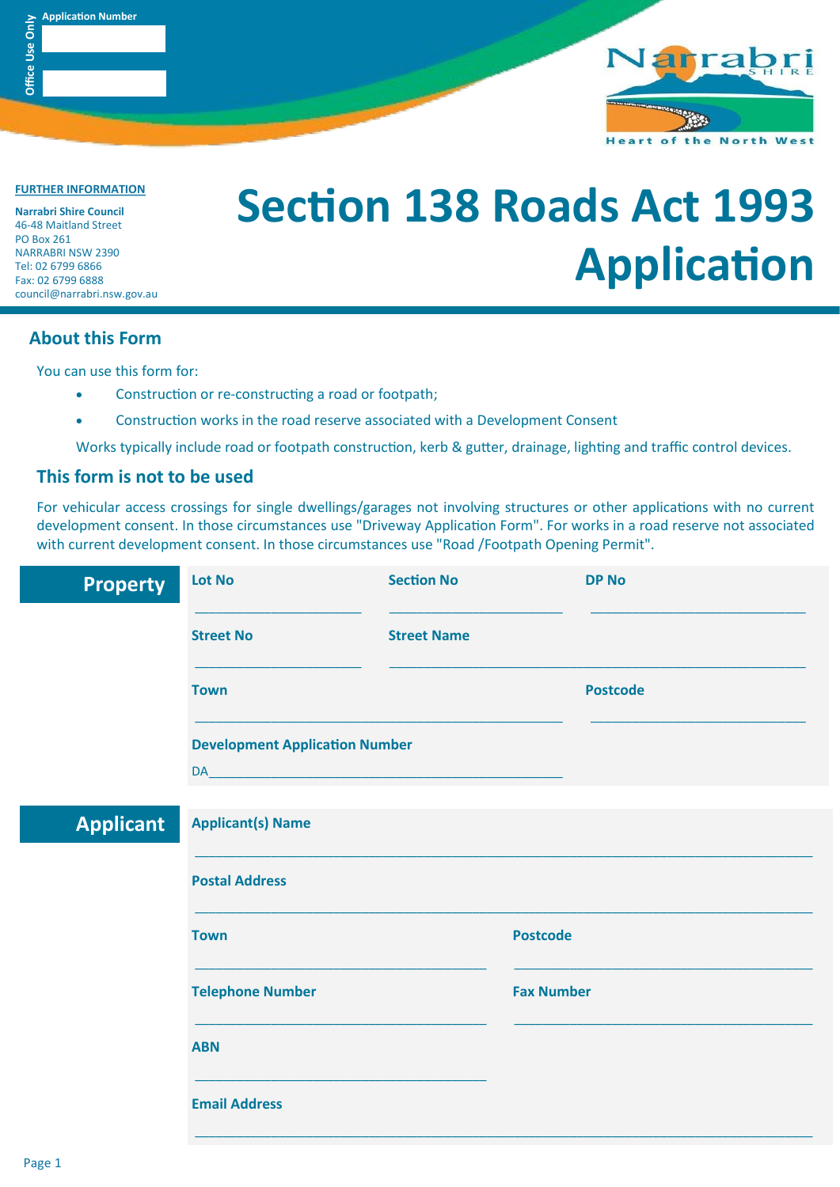Office Use Only

Application Number

**FURTHER INFORMATION**

**Narrabri Shire Council**
46-48 Maitland Street
PO Box 261
NARRABRI NSW 2390
Tel: 02 6799 6866
Fax: 02 6799 6888
council@narrabri.nsw.gov.au

# Section 138 Roads Act 1993 Application

## About this Form

You can use this form for:

- Construction or re-constructing a road or footpath;
- Construction works in the road reserve associated with a Development Consent

Works typically include road or footpath construction, kerb & gutter, drainage, lighting and traffic control devices.

## This form is not to be used

For vehicular access crossings for single dwellings/garages not involving structures or other applications with no current development consent. In those circumstances use "Driveway Application Form". For works in a road reserve not associated with current development consent. In those circumstances use "Road /Footpath Opening Permit".

## Property

**Lot No** ______________________

**Section No** ______________________

**DP No** ______________________

**Street No** ______________________

**Street Name** ______________________

**Town** ______________________

**Postcode** ______________________

**Development Application Number**

DA______________________

## Applicant

**Applicant(s) Name** ______________________

**Postal Address** ______________________

**Town** ______________________

**Postcode** ______________________

**Telephone Number** ______________________

**Fax Number** ______________________

**ABN** ______________________

**Email Address** ______________________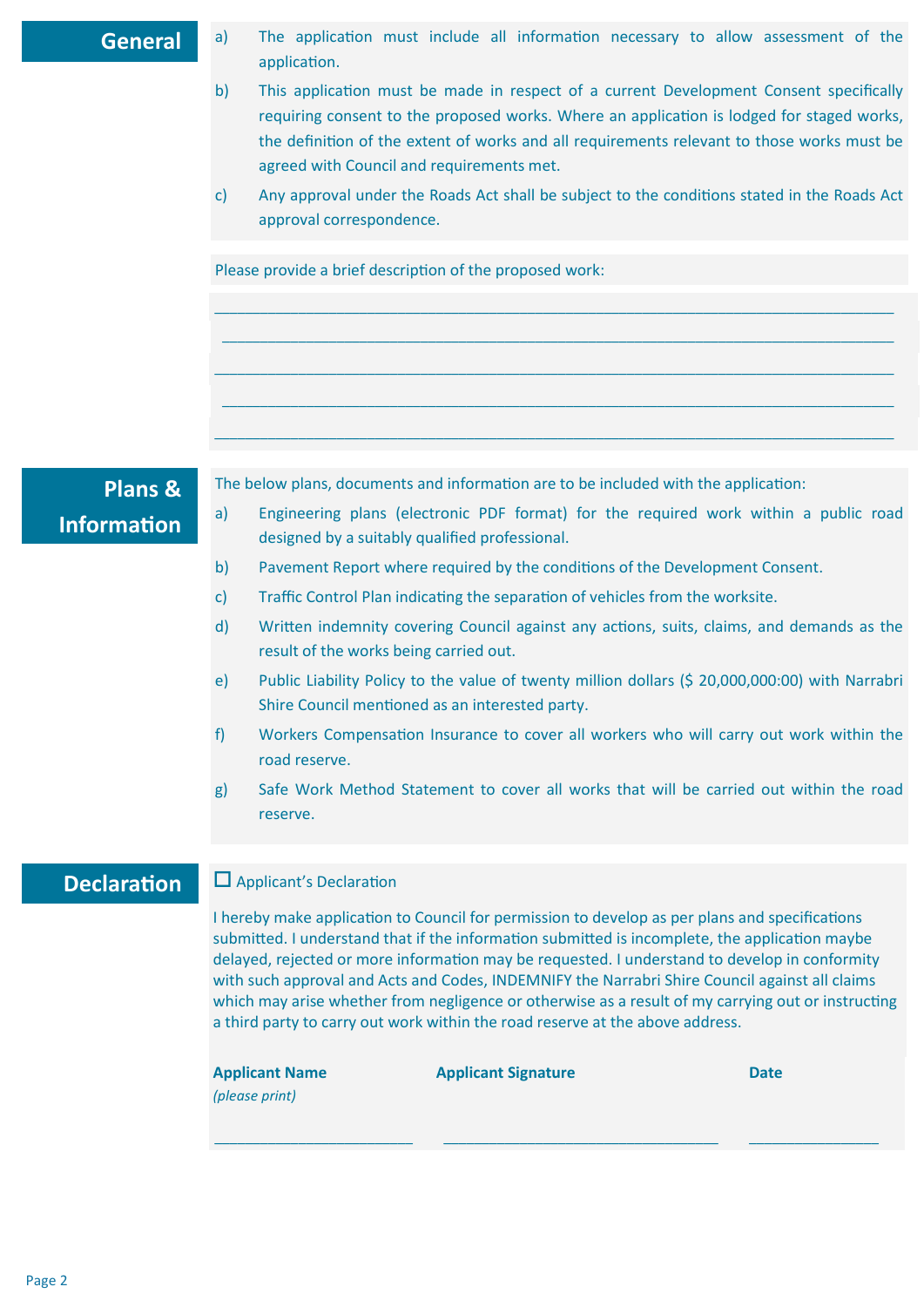## General

a) The application must include all information necessary to allow assessment of the application.

b) This application must be made in respect of a current Development Consent specifically requiring consent to the proposed works. Where an application is lodged for staged works, the definition of the extent of works and all requirements relevant to those works must be agreed with Council and requirements met.

c) Any approval under the Roads Act shall be subject to the conditions stated in the Roads Act approval correspondence.

Please provide a brief description of the proposed work:

______________________________________________________________________________

______________________________________________________________________________

______________________________________________________________________________

______________________________________________________________________________

______________________________________________________________________________

## Plans & Information

The below plans, documents and information are to be included with the application:

a) Engineering plans (electronic PDF format) for the required work within a public road designed by a suitably qualified professional.

b) Pavement Report where required by the conditions of the Development Consent.

c) Traffic Control Plan indicating the separation of vehicles from the worksite.

d) Written indemnity covering Council against any actions, suits, claims, and demands as the result of the works being carried out.

e) Public Liability Policy to the value of twenty million dollars ($ 20,000,000:00) with Narrabri Shire Council mentioned as an interested party.

f) Workers Compensation Insurance to cover all workers who will carry out work within the road reserve.

g) Safe Work Method Statement to cover all works that will be carried out within the road reserve.

## Declaration

☐ Applicant's Declaration

I hereby make application to Council for permission to develop as per plans and specifications submitted. I understand that if the information submitted is incomplete, the application maybe delayed, rejected or more information may be requested. I understand to develop in conformity with such approval and Acts and Codes, INDEMNIFY the Narrabri Shire Council against all claims which may arise whether from negligence or otherwise as a result of my carrying out or instructing a third party to carry out work within the road reserve at the above address.

| **Applicant Name** *(please print)* | **Applicant Signature** | **Date** |
| --- | --- | --- |
| ________________________ | __________________________________ | ________________ |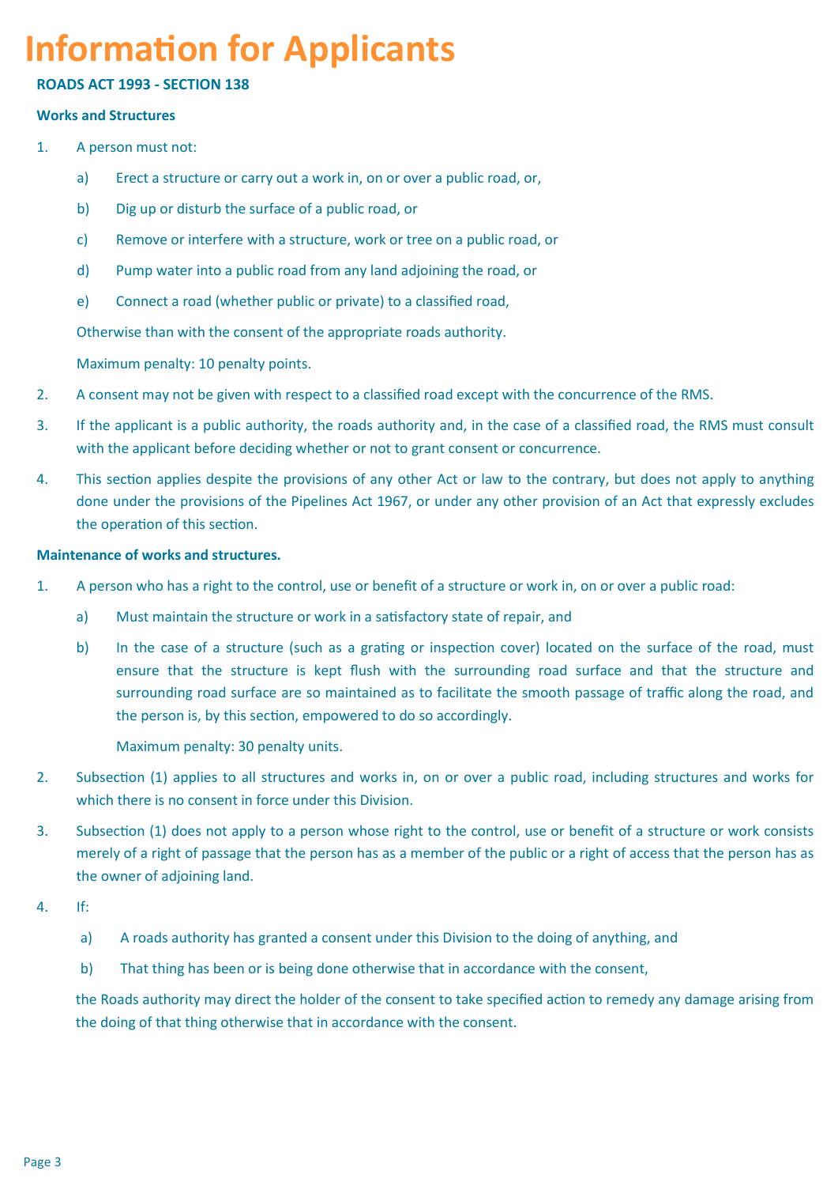# Information for Applicants

**ROADS ACT 1993 - SECTION 138**

**Works and Structures**

1. A person must not:

   a) Erect a structure or carry out a work in, on or over a public road, or,

   b) Dig up or disturb the surface of a public road, or

   c) Remove or interfere with a structure, work or tree on a public road, or

   d) Pump water into a public road from any land adjoining the road, or

   e) Connect a road (whether public or private) to a classified road,

   Otherwise than with the consent of the appropriate roads authority.

   Maximum penalty: 10 penalty points.

2. A consent may not be given with respect to a classified road except with the concurrence of the RMS.

3. If the applicant is a public authority, the roads authority and, in the case of a classified road, the RMS must consult with the applicant before deciding whether or not to grant consent or concurrence.

4. This section applies despite the provisions of any other Act or law to the contrary, but does not apply to anything done under the provisions of the Pipelines Act 1967, or under any other provision of an Act that expressly excludes the operation of this section.

**Maintenance of works and structures.**

1. A person who has a right to the control, use or benefit of a structure or work in, on or over a public road:

   a) Must maintain the structure or work in a satisfactory state of repair, and

   b) In the case of a structure (such as a grating or inspection cover) located on the surface of the road, must ensure that the structure is kept flush with the surrounding road surface and that the structure and surrounding road surface are so maintained as to facilitate the smooth passage of traffic along the road, and the person is, by this section, empowered to do so accordingly.

      Maximum penalty: 30 penalty units.

2. Subsection (1) applies to all structures and works in, on or over a public road, including structures and works for which there is no consent in force under this Division.

3. Subsection (1) does not apply to a person whose right to the control, use or benefit of a structure or work consists merely of a right of passage that the person has as a member of the public or a right of access that the person has as the owner of adjoining land.

4. If:

   a) A roads authority has granted a consent under this Division to the doing of anything, and

   b) That thing has been or is being done otherwise that in accordance with the consent,

   the Roads authority may direct the holder of the consent to take specified action to remedy any damage arising from the doing of that thing otherwise that in accordance with the consent.